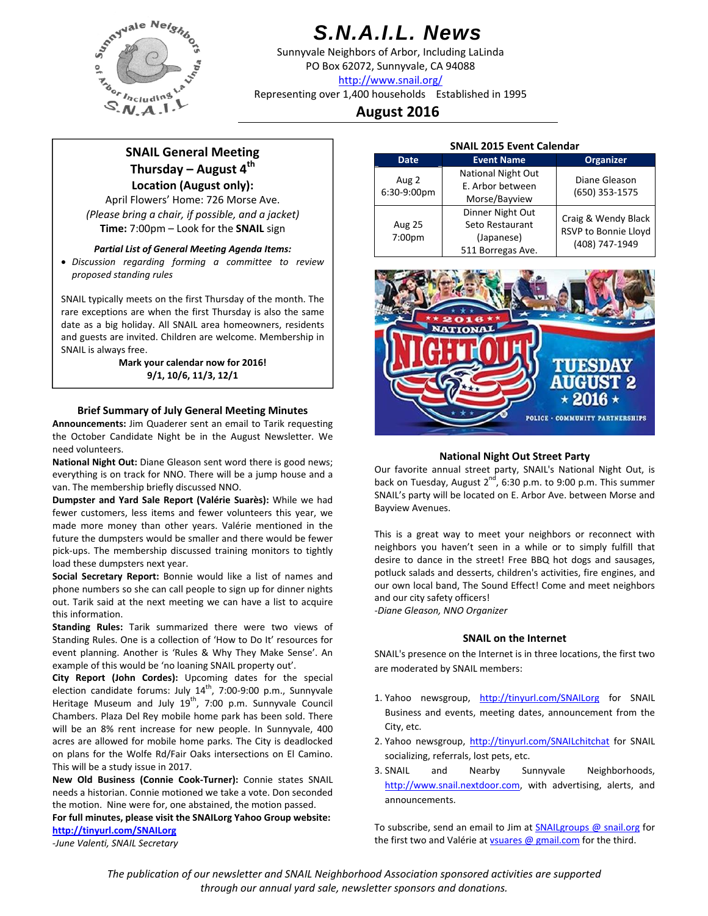# S.N.A.I.L. News

Sunnyvale Neighbors of Arbor, Including LaLinda
PO Box 62072, Sunnyvale, CA 94088
http://www.snail.org/
Representing over 1,400 households   Established in 1995

## August 2016

### SNAIL General Meeting
**Thursday – August 4th**
**Location (August only):**
April Flowers' Home: 726 Morse Ave.
*(Please bring a chair, if possible, and a jacket)*
**Time:** 7:00pm – Look for the **SNAIL** sign

***Partial List of General Meeting Agenda Items:***

- *Discussion regarding forming a committee to review proposed standing rules*

SNAIL typically meets on the first Thursday of the month. The rare exceptions are when the first Thursday is also the same date as a big holiday. All SNAIL area homeowners, residents and guests are invited. Children are welcome. Membership in SNAIL is always free.

**Mark your calendar now for 2016!**
**9/1, 10/6, 11/3, 12/1**

### Brief Summary of July General Meeting Minutes

**Announcements:** Jim Quaderer sent an email to Tarik requesting the October Candidate Night be in the August Newsletter. We need volunteers.

**National Night Out:** Diane Gleason sent word there is good news; everything is on track for NNO. There will be a jump house and a van. The membership briefly discussed NNO.

**Dumpster and Yard Sale Report (Valérie Suarès):** While we had fewer customers, less items and fewer volunteers this year, we made more money than other years. Valérie mentioned in the future the dumpsters would be smaller and there would be fewer pick-ups. The membership discussed training monitors to tightly load these dumpsters next year.

**Social Secretary Report:** Bonnie would like a list of names and phone numbers so she can call people to sign up for dinner nights out. Tarik said at the next meeting we can have a list to acquire this information.

**Standing Rules:** Tarik summarized there were two views of Standing Rules. One is a collection of 'How to Do It' resources for event planning. Another is 'Rules & Why They Make Sense'. An example of this would be 'no loaning SNAIL property out'.

**City Report (John Cordes):** Upcoming dates for the special election candidate forums: July 14th, 7:00-9:00 p.m., Sunnyvale Heritage Museum and July 19th, 7:00 p.m. Sunnyvale Council Chambers. Plaza Del Rey mobile home park has been sold. There will be an 8% rent increase for new people. In Sunnyvale, 400 acres are allowed for mobile home parks. The City is deadlocked on plans for the Wolfe Rd/Fair Oaks intersections on El Camino. This will be a study issue in 2017.

**New Old Business (Connie Cook-Turner):** Connie states SNAIL needs a historian. Connie motioned we take a vote. Don seconded the motion. Nine were for, one abstained, the motion passed.

**For full minutes, please visit the SNAILorg Yahoo Group website: http://tinyurl.com/SNAILorg**

*-June Valenti, SNAIL Secretary*

### SNAIL 2015 Event Calendar

| Date | Event Name | Organizer |
|---|---|---|
| Aug 2 6:30-9:00pm | National Night Out E. Arbor between Morse/Bayview | Diane Gleason (650) 353-1575 |
| Aug 25 7:00pm | Dinner Night Out Seto Restaurant (Japanese) 511 Borregas Ave. | Craig & Wendy Black RSVP to Bonnie Lloyd (408) 747-1949 |

2016 NATIONAL NIGHT OUT
TUESDAY AUGUST 2 ★ 2016 ★
POLICE · COMMUNITY PARTNERSHIPS

### National Night Out Street Party

Our favorite annual street party, SNAIL's National Night Out, is back on Tuesday, August 2nd, 6:30 p.m. to 9:00 p.m. This summer SNAIL's party will be located on E. Arbor Ave. between Morse and Bayview Avenues.

This is a great way to meet your neighbors or reconnect with neighbors you haven't seen in a while or to simply fulfill that desire to dance in the street! Free BBQ hot dogs and sausages, potluck salads and desserts, children's activities, fire engines, and our own local band, The Sound Effect! Come and meet neighbors and our city safety officers!

*-Diane Gleason, NNO Organizer*

### SNAIL on the Internet

SNAIL's presence on the Internet is in three locations, the first two are moderated by SNAIL members:

1. Yahoo newsgroup, http://tinyurl.com/SNAILorg for SNAIL Business and events, meeting dates, announcement from the City, etc.
2. Yahoo newsgroup, http://tinyurl.com/SNAILchitchat for SNAIL socializing, referrals, lost pets, etc.
3. SNAIL and Nearby Sunnyvale Neighborhoods, http://www.snail.nextdoor.com, with advertising, alerts, and announcements.

To subscribe, send an email to Jim at SNAILgroups @ snail.org for the first two and Valérie at vsuares @ gmail.com for the third.

*The publication of our newsletter and SNAIL Neighborhood Association sponsored activities are supported through our annual yard sale, newsletter sponsors and donations.*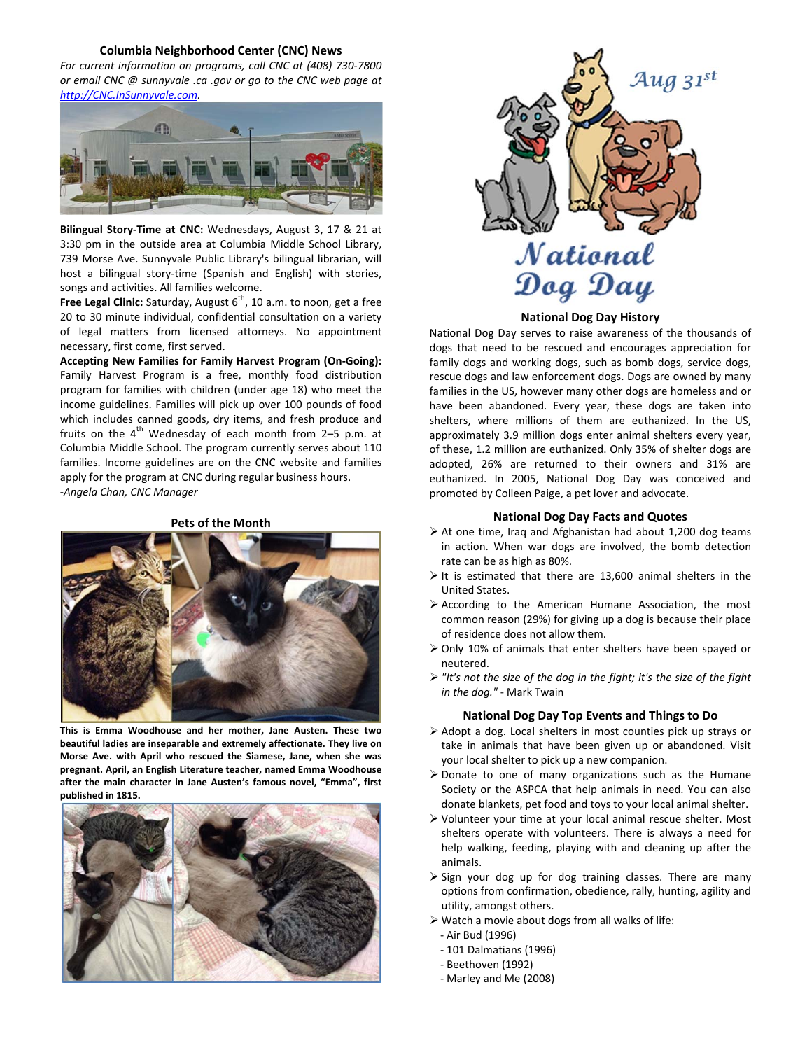## Columbia Neighborhood Center (CNC) News

*For current information on programs, call CNC at (408) 730-7800 or email CNC @ sunnyvale .ca .gov or go to the CNC web page at [http://CNC.InSunnyvale.com](http://CNC.InSunnyvale.com).*

**Bilingual Story-Time at CNC:** Wednesdays, August 3, 17 & 21 at 3:30 pm in the outside area at Columbia Middle School Library, 739 Morse Ave. Sunnyvale Public Library's bilingual librarian, will host a bilingual story-time (Spanish and English) with stories, songs and activities. All families welcome.

**Free Legal Clinic:** Saturday, August 6th, 10 a.m. to noon, get a free 20 to 30 minute individual, confidential consultation on a variety of legal matters from licensed attorneys. No appointment necessary, first come, first served.

**Accepting New Families for Family Harvest Program (On-Going):** Family Harvest Program is a free, monthly food distribution program for families with children (under age 18) who meet the income guidelines. Families will pick up over 100 pounds of food which includes canned goods, dry items, and fresh produce and fruits on the 4th Wednesday of each month from 2–5 p.m. at Columbia Middle School. The program currently serves about 110 families. Income guidelines are on the CNC website and families apply for the program at CNC during regular business hours.

*-Angela Chan, CNC Manager*

### Pets of the Month

**This is Emma Woodhouse and her mother, Jane Austen. These two beautiful ladies are inseparable and extremely affectionate. They live on Morse Ave. with April who rescued the Siamese, Jane, when she was pregnant. April, an English Literature teacher, named Emma Woodhouse after the main character in Jane Austen's famous novel, "Emma", first published in 1815.**

Aug 31st

National Dog Day

### National Dog Day History

National Dog Day serves to raise awareness of the thousands of dogs that need to be rescued and encourages appreciation for family dogs and working dogs, such as bomb dogs, service dogs, rescue dogs and law enforcement dogs. Dogs are owned by many families in the US, however many other dogs are homeless and or have been abandoned. Every year, these dogs are taken into shelters, where millions of them are euthanized. In the US, approximately 3.9 million dogs enter animal shelters every year, of these, 1.2 million are euthanized. Only 35% of shelter dogs are adopted, 26% are returned to their owners and 31% are euthanized. In 2005, National Dog Day was conceived and promoted by Colleen Paige, a pet lover and advocate.

### National Dog Day Facts and Quotes

- At one time, Iraq and Afghanistan had about 1,200 dog teams in action. When war dogs are involved, the bomb detection rate can be as high as 80%.
- It is estimated that there are 13,600 animal shelters in the United States.
- According to the American Humane Association, the most common reason (29%) for giving up a dog is because their place of residence does not allow them.
- Only 10% of animals that enter shelters have been spayed or neutered.
- *"It's not the size of the dog in the fight; it's the size of the fight in the dog."* - Mark Twain

### National Dog Day Top Events and Things to Do

- Adopt a dog. Local shelters in most counties pick up strays or take in animals that have been given up or abandoned. Visit your local shelter to pick up a new companion.
- Donate to one of many organizations such as the Humane Society or the ASPCA that help animals in need. You can also donate blankets, pet food and toys to your local animal shelter.
- Volunteer your time at your local animal rescue shelter. Most shelters operate with volunteers. There is always a need for help walking, feeding, playing with and cleaning up after the animals.
- Sign your dog up for dog training classes. There are many options from confirmation, obedience, rally, hunting, agility and utility, amongst others.
- Watch a movie about dogs from all walks of life:
  - Air Bud (1996)
  - 101 Dalmatians (1996)
  - Beethoven (1992)
  - Marley and Me (2008)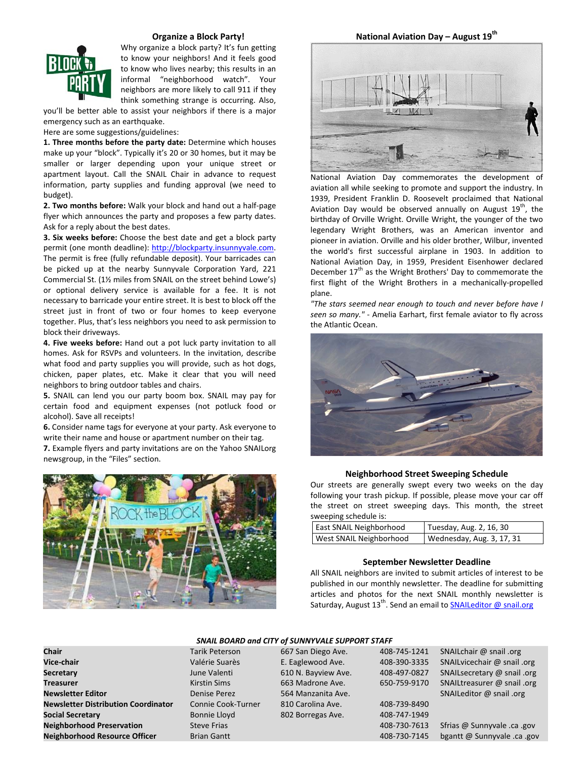## Organize a Block Party!

Why organize a block party? It's fun getting to know your neighbors! And it feels good to know who lives nearby; this results in an informal "neighborhood watch". Your neighbors are more likely to call 911 if they think something strange is occurring. Also, you'll be better able to assist your neighbors if there is a major emergency such as an earthquake.

Here are some suggestions/guidelines:

**1. Three months before the party date:** Determine which houses make up your "block". Typically it's 20 or 30 homes, but it may be smaller or larger depending upon your unique street or apartment layout. Call the SNAIL Chair in advance to request information, party supplies and funding approval (we need to budget).

**2. Two months before:** Walk your block and hand out a half-page flyer which announces the party and proposes a few party dates. Ask for a reply about the best dates.

**3. Six weeks before:** Choose the best date and get a block party permit (one month deadline): http://blockparty.insunnyvale.com. The permit is free (fully refundable deposit). Your barricades can be picked up at the nearby Sunnyvale Corporation Yard, 221 Commercial St. (1½ miles from SNAIL on the street behind Lowe's) or optional delivery service is available for a fee. It is not necessary to barricade your entire street. It is best to block off the street just in front of two or four homes to keep everyone together. Plus, that's less neighbors you need to ask permission to block their driveways.

**4. Five weeks before:** Hand out a pot luck party invitation to all homes. Ask for RSVPs and volunteers. In the invitation, describe what food and party supplies you will provide, such as hot dogs, chicken, paper plates, etc. Make it clear that you will need neighbors to bring outdoor tables and chairs.

**5.** SNAIL can lend you our party boom box. SNAIL may pay for certain food and equipment expenses (not potluck food or alcohol). Save all receipts!

**6.** Consider name tags for everyone at your party. Ask everyone to write their name and house or apartment number on their tag.

**7.** Example flyers and party invitations are on the Yahoo SNAILorg newsgroup, in the "Files" section.

## National Aviation Day – August 19th

National Aviation Day commemorates the development of aviation all while seeking to promote and support the industry. In 1939, President Franklin D. Roosevelt proclaimed that National Aviation Day would be observed annually on August 19th, the birthday of Orville Wright. Orville Wright, the younger of the two legendary Wright Brothers, was an American inventor and pioneer in aviation. Orville and his older brother, Wilbur, invented the world's first successful airplane in 1903. In addition to National Aviation Day, in 1959, President Eisenhower declared December 17th as the Wright Brothers' Day to commemorate the first flight of the Wright Brothers in a mechanically-propelled plane.

*"The stars seemed near enough to touch and never before have I seen so many."* - Amelia Earhart, first female aviator to fly across the Atlantic Ocean.

## Neighborhood Street Sweeping Schedule

Our streets are generally swept every two weeks on the day following your trash pickup. If possible, please move your car off the street on street sweeping days. This month, the street sweeping schedule is:

| East SNAIL Neighborhood | Tuesday, Aug. 2, 16, 30 |
|---|---|
| West SNAIL Neighborhood | Wednesday, Aug. 3, 17, 31 |

## September Newsletter Deadline

All SNAIL neighbors are invited to submit articles of interest to be published in our monthly newsletter. The deadline for submitting articles and photos for the next SNAIL monthly newsletter is Saturday, August 13th. Send an email to SNAILeditor @ snail.org

***SNAIL BOARD and CITY of SUNNYVALE SUPPORT STAFF***

| | | | | |
|---|---|---|---|---|
| **Chair** | Tarik Peterson | 667 San Diego Ave. | 408-745-1241 | SNAILchair @ snail .org |
| **Vice-chair** | Valérie Suarès | E. Eaglewood Ave. | 408-390-3335 | SNAILvicechair @ snail .org |
| **Secretary** | June Valenti | 610 N. Bayview Ave. | 408-497-0827 | SNAILsecretary @ snail .org |
| **Treasurer** | Kirstin Sims | 663 Madrone Ave. | 650-759-9170 | SNAILtreasurer @ snail .org |
| **Newsletter Editor** | Denise Perez | 564 Manzanita Ave. | | SNAILeditor @ snail .org |
| **Newsletter Distribution Coordinator** | Connie Cook-Turner | 810 Carolina Ave. | 408-739-8490 | |
| **Social Secretary** | Bonnie Lloyd | 802 Borregas Ave. | 408-747-1949 | |
| **Neighborhood Preservation** | Steve Frias | | 408-730-7613 | Sfrias @ Sunnyvale .ca .gov |
| **Neighborhood Resource Officer** | Brian Gantt | | 408-730-7145 | bgantt @ Sunnyvale .ca .gov |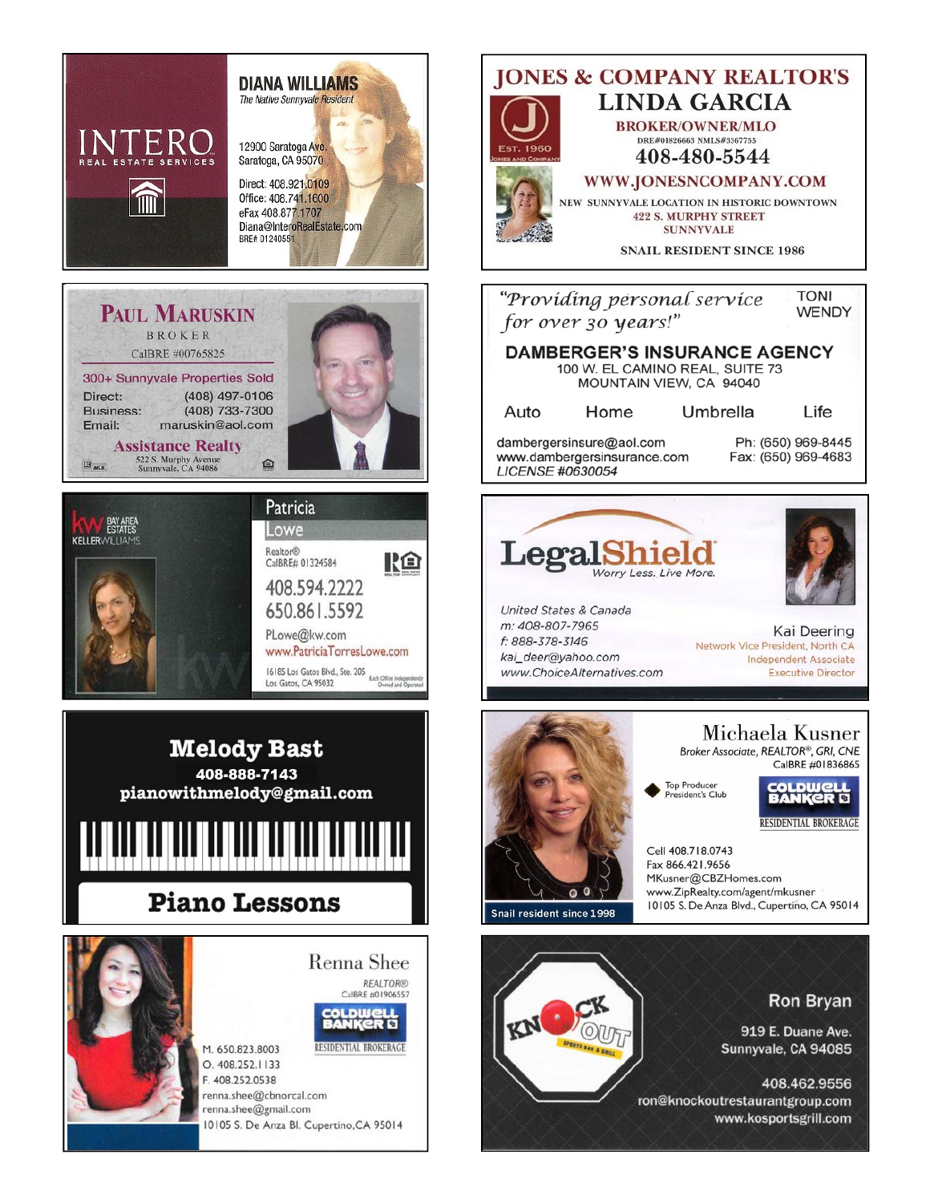**DIANA WILLIAMS**
*The Native Sunnyvale Resident*

INTERO REAL ESTATE SERVICES

12900 Saratoga Ave.
Saratoga, CA 95070

Direct: 408.921.0109
Office: 408.741.1600
eFax 408.877.1707
Diana@InteroRealEstate.com
BRE# 01240551

---

**JONES & COMPANY REALTOR'S**

**LINDA GARCIA**

BROKER/OWNER/MLO
DRE#01826663 NMLS#3367755

**408-480-5544**

WWW.JONESNCOMPANY.COM

Est. 1960 Jones and Company

NEW SUNNYVALE LOCATION IN HISTORIC DOWNTOWN
422 S. MURPHY STREET
SUNNYVALE

SNAIL RESIDENT SINCE 1986

---

**PAUL MARUSKIN**
BROKER
CalBRE #00765825

300+ Sunnyvale Properties Sold

Direct: (408) 497-0106
Business: (408) 733-7300
Email: maruskin@aol.com

**Assistance Realty**
522 S. Murphy Avenue
Sunnyvale, CA 94086

---

*"Providing personal service for over 30 years!"*

TONI
WENDY

**DAMBERGER'S INSURANCE AGENCY**
100 W. EL CAMINO REAL, SUITE 73
MOUNTAIN VIEW, CA 94040

Auto Home Umbrella Life

dambergersinsure@aol.com
www.dambergersinsurance.com
*LICENSE #0630054*

Ph: (650) 969-8445
Fax: (650) 969-4683

---

kw BAY AREA ESTATES KELLERWILLIAMS.

**Patricia Lowe**
Realtor®
CalBRE# 01324584

408.594.2222
650.861.5592

PLowe@kw.com
www.PatriciaTorresLowe.com

16185 Los Gatos Blvd., Ste. 205
Los Gatos, CA 95032

Each Office Independently Owned and Operated

---

**LegalShield**
*Worry Less. Live More.*

*United States & Canada*
*m: 408-807-7965*
*f: 888-378-3146*
*kai_deer@yahoo.com*
*www.ChoiceAlternatives.com*

Kai Deering
Network Vice President, North CA
Independent Associate
Executive Director

---

**Melody Bast**
**408-888-7143**
**pianowithmelody@gmail.com**

**Piano Lessons**

---

Michaela Kusner
*Broker Associate, REALTOR®, GRI, CNE*
CalBRE #01836865

Top Producer
President's Club

COLDWELL BANKER
RESIDENTIAL BROKERAGE

Cell 408.718.0743
Fax 866.421.9656
MKusner@CBZHomes.com
www.ZipRealty.com/agent/mkusner
10105 S. De Anza Blvd., Cupertino, CA 95014

Snail resident since 1998

---

Renna Shee
*REALTOR®*
CalBRE #01906557

COLDWELL BANKER
RESIDENTIAL BROKERAGE

M. 650.823.8003
O. 408.252.1133
F. 408.252.0538
renna.shee@cbnorcal.com
renna.shee@gmail.com
10105 S. De Anza Bl. Cupertino, CA 95014

---

KNOCK OUT
SPORTS BAR & GRILL

**Ron Bryan**

919 E. Duane Ave.
Sunnyvale, CA 94085

408.462.9556
ron@knockoutrestaurantgroup.com
www.kosportsgrill.com